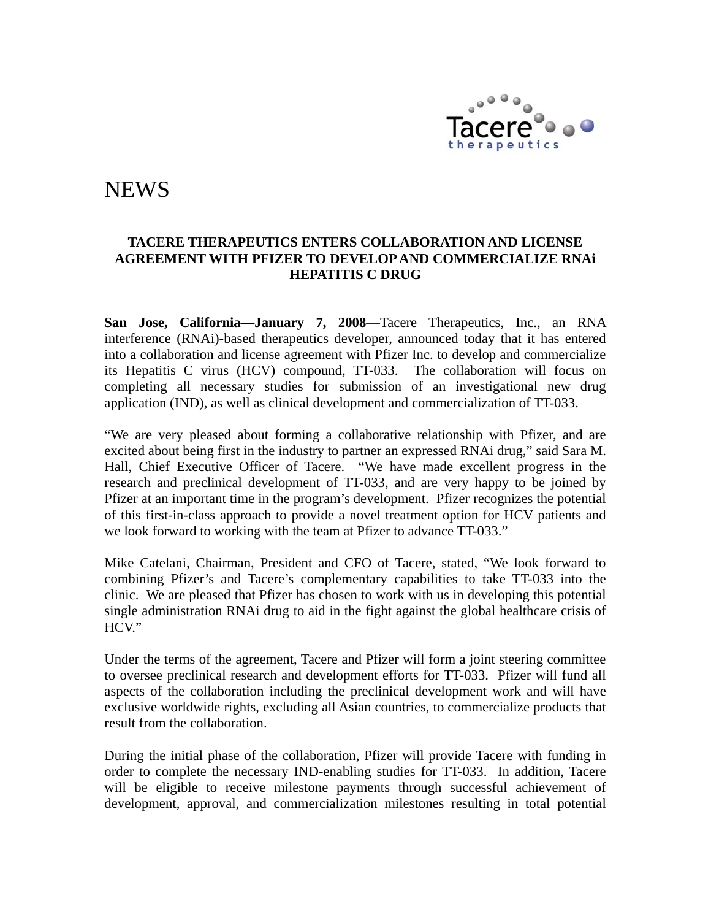# NEWS

### TACERE THERAPEUTICS ENTERS COLLABORATION AND LICENSE AGREEMENT WITH PFIZER TO DEVELOP AND COMMERCIALIZE RNAi HEPATITIS C DRUG

**San Jose, California—January 7, 2008**—Tacere Therapeutics, Inc., an RNA interference (RNAi)-based therapeutics developer, announced today that it has entered into a collaboration and license agreement with Pfizer Inc. to develop and commercialize its Hepatitis C virus (HCV) compound, TT-033. The collaboration will focus on completing all necessary studies for submission of an investigational new drug application (IND), as well as clinical development and commercialization of TT-033.

"We are very pleased about forming a collaborative relationship with Pfizer, and are excited about being first in the industry to partner an expressed RNAi drug," said Sara M. Hall, Chief Executive Officer of Tacere. "We have made excellent progress in the research and preclinical development of TT-033, and are very happy to be joined by Pfizer at an important time in the program's development. Pfizer recognizes the potential of this first-in-class approach to provide a novel treatment option for HCV patients and we look forward to working with the team at Pfizer to advance TT-033."

Mike Catelani, Chairman, President and CFO of Tacere, stated, "We look forward to combining Pfizer's and Tacere's complementary capabilities to take TT-033 into the clinic. We are pleased that Pfizer has chosen to work with us in developing this potential single administration RNAi drug to aid in the fight against the global healthcare crisis of HCV."

Under the terms of the agreement, Tacere and Pfizer will form a joint steering committee to oversee preclinical research and development efforts for TT-033. Pfizer will fund all aspects of the collaboration including the preclinical development work and will have exclusive worldwide rights, excluding all Asian countries, to commercialize products that result from the collaboration.

During the initial phase of the collaboration, Pfizer will provide Tacere with funding in order to complete the necessary IND-enabling studies for TT-033. In addition, Tacere will be eligible to receive milestone payments through successful achievement of development, approval, and commercialization milestones resulting in total potential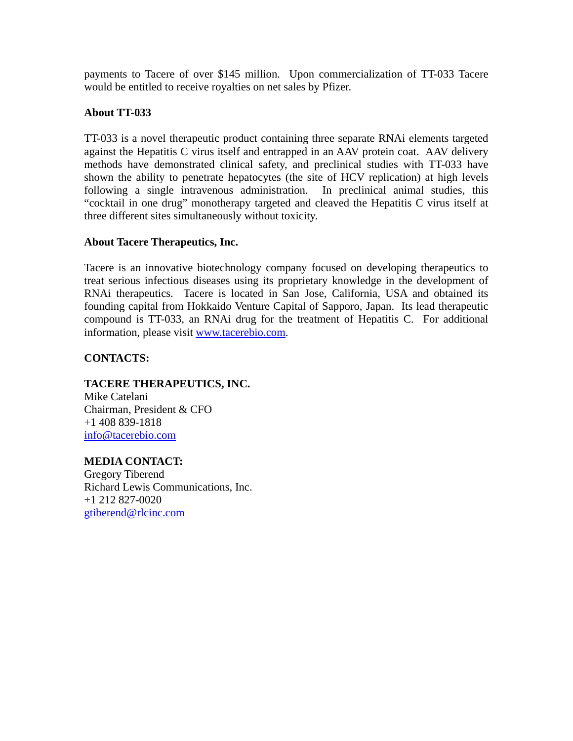payments to Tacere of over $145 million. Upon commercialization of TT-033 Tacere would be entitled to receive royalties on net sales by Pfizer.

**About TT-033**

TT-033 is a novel therapeutic product containing three separate RNAi elements targeted against the Hepatitis C virus itself and entrapped in an AAV protein coat. AAV delivery methods have demonstrated clinical safety, and preclinical studies with TT-033 have shown the ability to penetrate hepatocytes (the site of HCV replication) at high levels following a single intravenous administration. In preclinical animal studies, this "cocktail in one drug" monotherapy targeted and cleaved the Hepatitis C virus itself at three different sites simultaneously without toxicity.

**About Tacere Therapeutics, Inc.**

Tacere is an innovative biotechnology company focused on developing therapeutics to treat serious infectious diseases using its proprietary knowledge in the development of RNAi therapeutics. Tacere is located in San Jose, California, USA and obtained its founding capital from Hokkaido Venture Capital of Sapporo, Japan. Its lead therapeutic compound is TT-033, an RNAi drug for the treatment of Hepatitis C. For additional information, please visit www.tacerebio.com.

**CONTACTS:**

**TACERE THERAPEUTICS, INC.**
Mike Catelani
Chairman, President & CFO
+1 408 839-1818
info@tacerebio.com

**MEDIA CONTACT:**
Gregory Tiberend
Richard Lewis Communications, Inc.
+1 212 827-0020
gtiberend@rlcinc.com